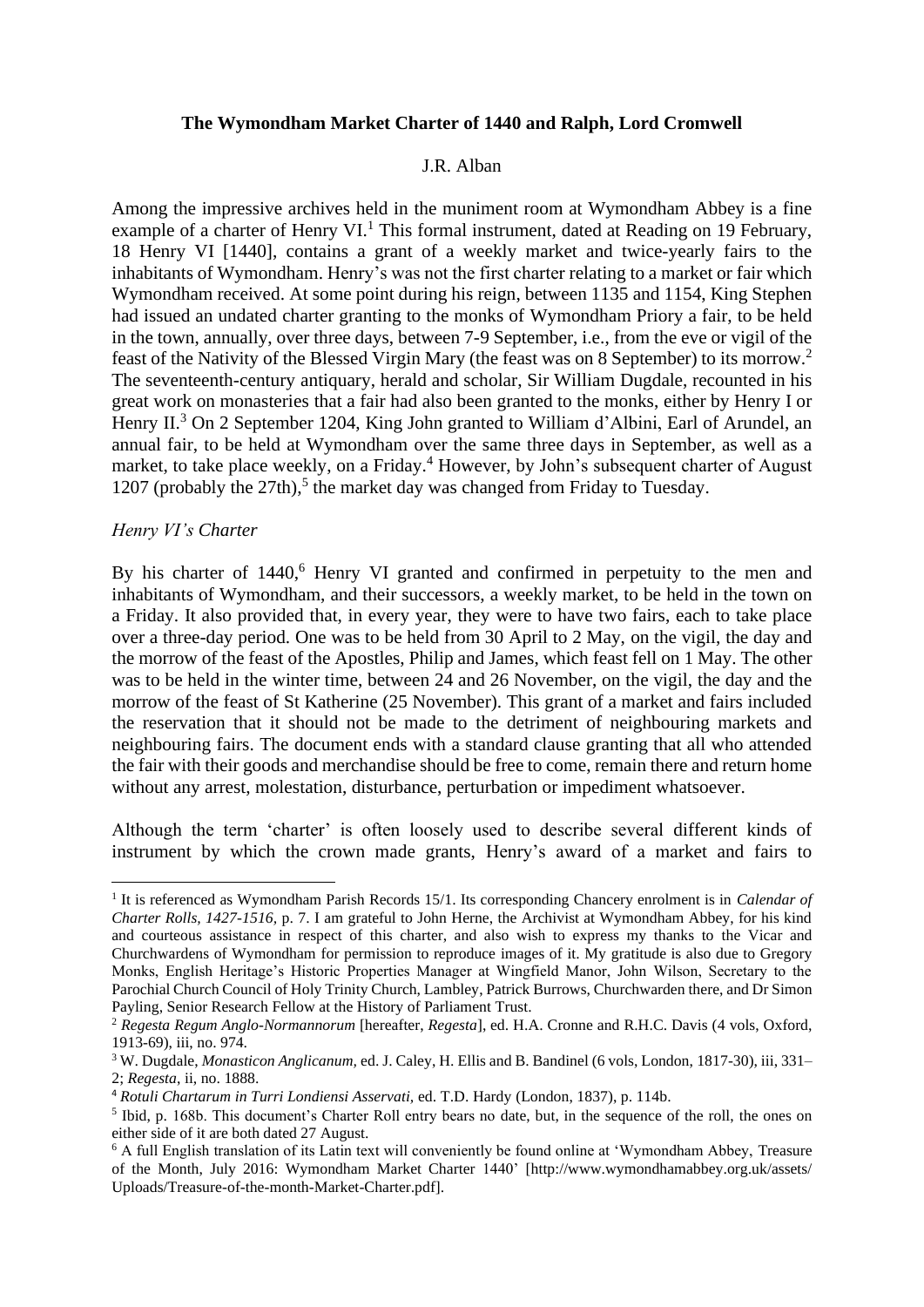**The Wymondham Market Charter of 1440 and Ralph, Lord Cromwell**

J.R. Alban

Among the impressive archives held in the muniment room at Wymondham Abbey is a fine example of a charter of Henry VI.[1] This formal instrument, dated at Reading on 19 February, 18 Henry VI [1440], contains a grant of a weekly market and twice-yearly fairs to the inhabitants of Wymondham. Henry's was not the first charter relating to a market or fair which Wymondham received. At some point during his reign, between 1135 and 1154, King Stephen had issued an undated charter granting to the monks of Wymondham Priory a fair, to be held in the town, annually, over three days, between 7-9 September, i.e., from the eve or vigil of the feast of the Nativity of the Blessed Virgin Mary (the feast was on 8 September) to its morrow.[2] The seventeenth-century antiquary, herald and scholar, Sir William Dugdale, recounted in his great work on monasteries that a fair had also been granted to the monks, either by Henry I or Henry II.[3] On 2 September 1204, King John granted to William d'Albini, Earl of Arundel, an annual fair, to be held at Wymondham over the same three days in September, as well as a market, to take place weekly, on a Friday.[4] However, by John's subsequent charter of August 1207 (probably the 27th),[5] the market day was changed from Friday to Tuesday.

*Henry VI's Charter*

By his charter of 1440,[6] Henry VI granted and confirmed in perpetuity to the men and inhabitants of Wymondham, and their successors, a weekly market, to be held in the town on a Friday. It also provided that, in every year, they were to have two fairs, each to take place over a three-day period. One was to be held from 30 April to 2 May, on the vigil, the day and the morrow of the feast of the Apostles, Philip and James, which feast fell on 1 May. The other was to be held in the winter time, between 24 and 26 November, on the vigil, the day and the morrow of the feast of St Katherine (25 November). This grant of a market and fairs included the reservation that it should not be made to the detriment of neighbouring markets and neighbouring fairs. The document ends with a standard clause granting that all who attended the fair with their goods and merchandise should be free to come, remain there and return home without any arrest, molestation, disturbance, perturbation or impediment whatsoever.

Although the term 'charter' is often loosely used to describe several different kinds of instrument by which the crown made grants, Henry's award of a market and fairs to

---

[1] It is referenced as Wymondham Parish Records 15/1. Its corresponding Chancery enrolment is in *Calendar of Charter Rolls, 1427-1516*, p. 7. I am grateful to John Herne, the Archivist at Wymondham Abbey, for his kind and courteous assistance in respect of this charter, and also wish to express my thanks to the Vicar and Churchwardens of Wymondham for permission to reproduce images of it. My gratitude is also due to Gregory Monks, English Heritage's Historic Properties Manager at Wingfield Manor, John Wilson, Secretary to the Parochial Church Council of Holy Trinity Church, Lambley, Patrick Burrows, Churchwarden there, and Dr Simon Payling, Senior Research Fellow at the History of Parliament Trust.

[2] *Regesta Regum Anglo-Normannorum* [hereafter, *Regesta*], ed. H.A. Cronne and R.H.C. Davis (4 vols, Oxford, 1913-69), iii, no. 974.

[3] W. Dugdale, *Monasticon Anglicanum*, ed. J. Caley, H. Ellis and B. Bandinel (6 vols, London, 1817-30), iii, 331–2; *Regesta*, ii, no. 1888.

[4] *Rotuli Chartarum in Turri Londiensi Asservati*, ed. T.D. Hardy (London, 1837), p. 114b.

[5] Ibid, p. 168b. This document's Charter Roll entry bears no date, but, in the sequence of the roll, the ones on either side of it are both dated 27 August.

[6] A full English translation of its Latin text will conveniently be found online at 'Wymondham Abbey, Treasure of the Month, July 2016: Wymondham Market Charter 1440' [http://www.wymondhamabbey.org.uk/assets/Uploads/Treasure-of-the-month-Market-Charter.pdf].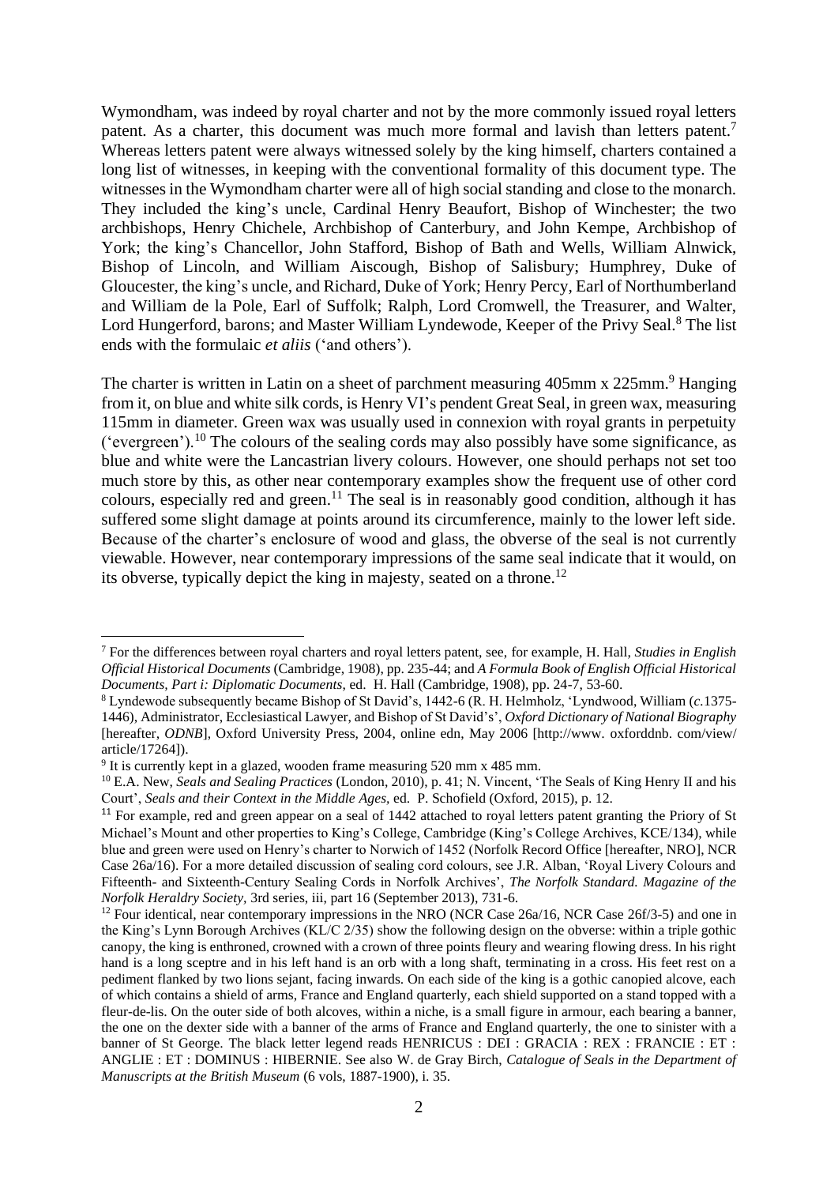Wymondham, was indeed by royal charter and not by the more commonly issued royal letters patent. As a charter, this document was much more formal and lavish than letters patent.[7] Whereas letters patent were always witnessed solely by the king himself, charters contained a long list of witnesses, in keeping with the conventional formality of this document type. The witnesses in the Wymondham charter were all of high social standing and close to the monarch. They included the king's uncle, Cardinal Henry Beaufort, Bishop of Winchester; the two archbishops, Henry Chichele, Archbishop of Canterbury, and John Kempe, Archbishop of York; the king's Chancellor, John Stafford, Bishop of Bath and Wells, William Alnwick, Bishop of Lincoln, and William Aiscough, Bishop of Salisbury; Humphrey, Duke of Gloucester, the king's uncle, and Richard, Duke of York; Henry Percy, Earl of Northumberland and William de la Pole, Earl of Suffolk; Ralph, Lord Cromwell, the Treasurer, and Walter, Lord Hungerford, barons; and Master William Lyndewode, Keeper of the Privy Seal.[8] The list ends with the formulaic *et aliis* ('and others').

The charter is written in Latin on a sheet of parchment measuring 405mm x 225mm.[9] Hanging from it, on blue and white silk cords, is Henry VI's pendent Great Seal, in green wax, measuring 115mm in diameter. Green wax was usually used in connexion with royal grants in perpetuity ('evergreen').[10] The colours of the sealing cords may also possibly have some significance, as blue and white were the Lancastrian livery colours. However, one should perhaps not set too much store by this, as other near contemporary examples show the frequent use of other cord colours, especially red and green.[11] The seal is in reasonably good condition, although it has suffered some slight damage at points around its circumference, mainly to the lower left side. Because of the charter's enclosure of wood and glass, the obverse of the seal is not currently viewable. However, near contemporary impressions of the same seal indicate that it would, on its obverse, typically depict the king in majesty, seated on a throne.[12]

---

[7] For the differences between royal charters and royal letters patent, see, for example, H. Hall, *Studies in English Official Historical Documents* (Cambridge, 1908), pp. 235-44; and *A Formula Book of English Official Historical Documents, Part i: Diplomatic Documents*, ed. H. Hall (Cambridge, 1908), pp. 24-7, 53-60.

[8] Lyndewode subsequently became Bishop of St David's, 1442-6 (R. H. Helmholz, 'Lyndwood, William (*c.*1375-1446), Administrator, Ecclesiastical Lawyer, and Bishop of St David's', *Oxford Dictionary of National Biography* [hereafter, *ODNB*], Oxford University Press, 2004, online edn, May 2006 [http://www. oxforddnb. com/view/ article/17264]).

[9] It is currently kept in a glazed, wooden frame measuring 520 mm x 485 mm.

[10] E.A. New, *Seals and Sealing Practices* (London, 2010), p. 41; N. Vincent, 'The Seals of King Henry II and his Court', *Seals and their Context in the Middle Ages*, ed. P. Schofield (Oxford, 2015), p. 12.

[11] For example, red and green appear on a seal of 1442 attached to royal letters patent granting the Priory of St Michael's Mount and other properties to King's College, Cambridge (King's College Archives, KCE/134), while blue and green were used on Henry's charter to Norwich of 1452 (Norfolk Record Office [hereafter, NRO], NCR Case 26a/16). For a more detailed discussion of sealing cord colours, see J.R. Alban, 'Royal Livery Colours and Fifteenth- and Sixteenth-Century Sealing Cords in Norfolk Archives', *The Norfolk Standard. Magazine of the Norfolk Heraldry Society*, 3rd series, iii, part 16 (September 2013), 731-6.

[12] Four identical, near contemporary impressions in the NRO (NCR Case 26a/16, NCR Case 26f/3-5) and one in the King's Lynn Borough Archives (KL/C 2/35) show the following design on the obverse: within a triple gothic canopy, the king is enthroned, crowned with a crown of three points fleury and wearing flowing dress. In his right hand is a long sceptre and in his left hand is an orb with a long shaft, terminating in a cross. His feet rest on a pediment flanked by two lions sejant, facing inwards. On each side of the king is a gothic canopied alcove, each of which contains a shield of arms, France and England quarterly, each shield supported on a stand topped with a fleur-de-lis. On the outer side of both alcoves, within a niche, is a small figure in armour, each bearing a banner, the one on the dexter side with a banner of the arms of France and England quarterly, the one to sinister with a banner of St George. The black letter legend reads HENRICUS : DEI : GRACIA : REX : FRANCIE : ET : ANGLIE : ET : DOMINUS : HIBERNIE. See also W. de Gray Birch, *Catalogue of Seals in the Department of Manuscripts at the British Museum* (6 vols, 1887-1900), i. 35.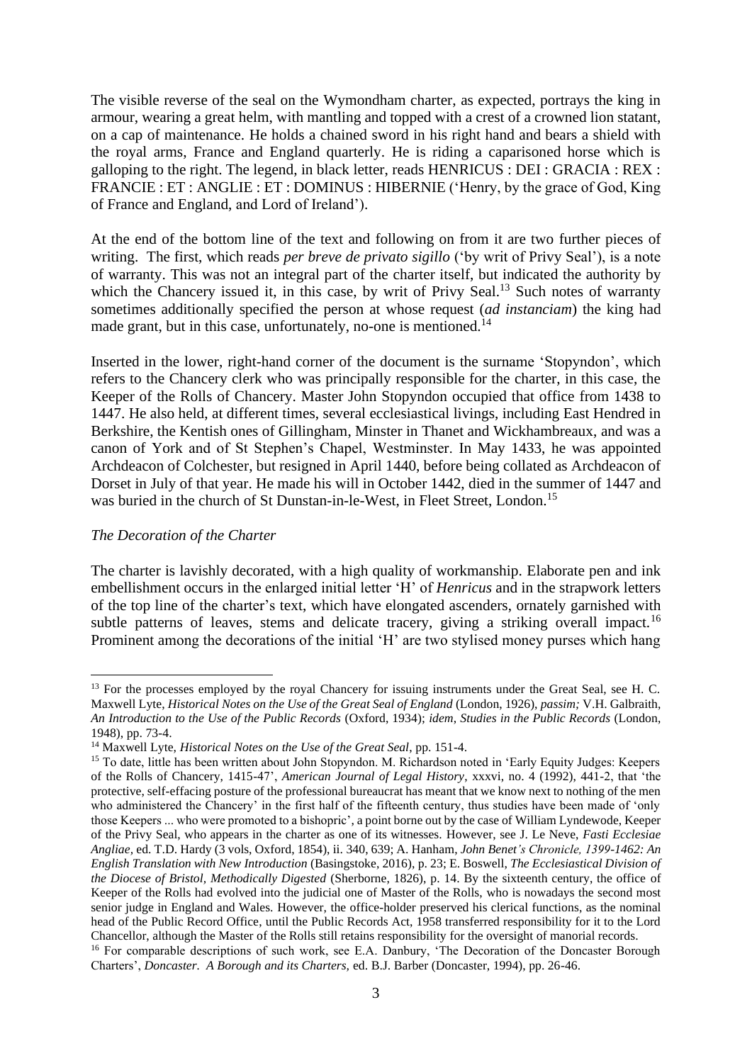The visible reverse of the seal on the Wymondham charter, as expected, portrays the king in armour, wearing a great helm, with mantling and topped with a crest of a crowned lion statant, on a cap of maintenance. He holds a chained sword in his right hand and bears a shield with the royal arms, France and England quarterly. He is riding a caparisoned horse which is galloping to the right. The legend, in black letter, reads HENRICUS : DEI : GRACIA : REX : FRANCIE : ET : ANGLIE : ET : DOMINUS : HIBERNIE ('Henry, by the grace of God, King of France and England, and Lord of Ireland').

At the end of the bottom line of the text and following on from it are two further pieces of writing. The first, which reads *per breve de privato sigillo* ('by writ of Privy Seal'), is a note of warranty. This was not an integral part of the charter itself, but indicated the authority by which the Chancery issued it, in this case, by writ of Privy Seal.[13] Such notes of warranty sometimes additionally specified the person at whose request (*ad instanciam*) the king had made grant, but in this case, unfortunately, no-one is mentioned.[14]

Inserted in the lower, right-hand corner of the document is the surname 'Stopyndon', which refers to the Chancery clerk who was principally responsible for the charter, in this case, the Keeper of the Rolls of Chancery. Master John Stopyndon occupied that office from 1438 to 1447. He also held, at different times, several ecclesiastical livings, including East Hendred in Berkshire, the Kentish ones of Gillingham, Minster in Thanet and Wickhambreaux, and was a canon of York and of St Stephen's Chapel, Westminster. In May 1433, he was appointed Archdeacon of Colchester, but resigned in April 1440, before being collated as Archdeacon of Dorset in July of that year. He made his will in October 1442, died in the summer of 1447 and was buried in the church of St Dunstan-in-le-West, in Fleet Street, London.[15]

*The Decoration of the Charter*

The charter is lavishly decorated, with a high quality of workmanship. Elaborate pen and ink embellishment occurs in the enlarged initial letter 'H' of *Henricus* and in the strapwork letters of the top line of the charter's text, which have elongated ascenders, ornately garnished with subtle patterns of leaves, stems and delicate tracery, giving a striking overall impact.[16] Prominent among the decorations of the initial 'H' are two stylised money purses which hang

---

[13] For the processes employed by the royal Chancery for issuing instruments under the Great Seal, see H. C. Maxwell Lyte, *Historical Notes on the Use of the Great Seal of England* (London, 1926), *passim;* V.H. Galbraith, *An Introduction to the Use of the Public Records* (Oxford, 1934); *idem*, *Studies in the Public Records* (London, 1948), pp. 73-4.

[14] Maxwell Lyte, *Historical Notes on the Use of the Great Seal*, pp. 151-4.

[15] To date, little has been written about John Stopyndon. M. Richardson noted in 'Early Equity Judges: Keepers of the Rolls of Chancery, 1415-47', *American Journal of Legal History*, xxxvi, no. 4 (1992), 441-2, that 'the protective, self-effacing posture of the professional bureaucrat has meant that we know next to nothing of the men who administered the Chancery' in the first half of the fifteenth century, thus studies have been made of 'only those Keepers ... who were promoted to a bishopric', a point borne out by the case of William Lyndewode, Keeper of the Privy Seal, who appears in the charter as one of its witnesses. However, see J. Le Neve, *Fasti Ecclesiae Angliae*, ed. T.D. Hardy (3 vols, Oxford, 1854), ii. 340, 639; A. Hanham, *John Benet's Chronicle, 1399-1462: An English Translation with New Introduction* (Basingstoke, 2016), p. 23; E. Boswell, *The Ecclesiastical Division of the Diocese of Bristol, Methodically Digested* (Sherborne, 1826), p. 14. By the sixteenth century, the office of Keeper of the Rolls had evolved into the judicial one of Master of the Rolls, who is nowadays the second most senior judge in England and Wales. However, the office-holder preserved his clerical functions, as the nominal head of the Public Record Office, until the Public Records Act, 1958 transferred responsibility for it to the Lord Chancellor, although the Master of the Rolls still retains responsibility for the oversight of manorial records.

[16] For comparable descriptions of such work, see E.A. Danbury, 'The Decoration of the Doncaster Borough Charters', *Doncaster. A Borough and its Charters,* ed. B.J. Barber (Doncaster, 1994), pp. 26-46.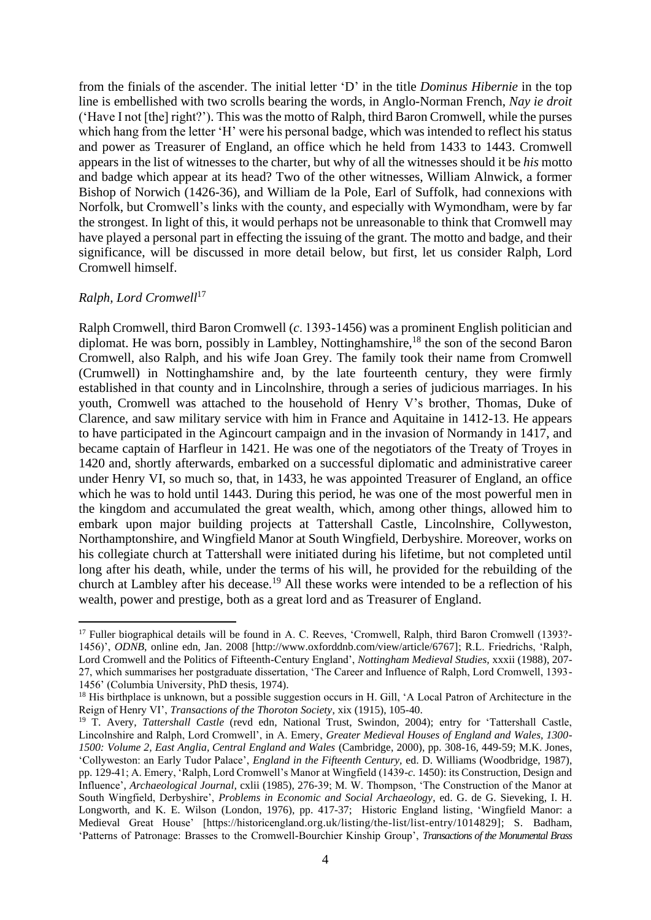from the finials of the ascender. The initial letter 'D' in the title *Dominus Hibernie* in the top line is embellished with two scrolls bearing the words, in Anglo-Norman French, *Nay ie droit* ('Have I not [the] right?'). This was the motto of Ralph, third Baron Cromwell, while the purses which hang from the letter 'H' were his personal badge, which was intended to reflect his status and power as Treasurer of England, an office which he held from 1433 to 1443. Cromwell appears in the list of witnesses to the charter, but why of all the witnesses should it be *his* motto and badge which appear at its head? Two of the other witnesses, William Alnwick, a former Bishop of Norwich (1426-36), and William de la Pole, Earl of Suffolk, had connexions with Norfolk, but Cromwell's links with the county, and especially with Wymondham, were by far the strongest. In light of this, it would perhaps not be unreasonable to think that Cromwell may have played a personal part in effecting the issuing of the grant. The motto and badge, and their significance, will be discussed in more detail below, but first, let us consider Ralph, Lord Cromwell himself.

### *Ralph, Lord Cromwell*[17]

Ralph Cromwell, third Baron Cromwell (*c*. 1393-1456) was a prominent English politician and diplomat. He was born, possibly in Lambley, Nottinghamshire,[18] the son of the second Baron Cromwell, also Ralph, and his wife Joan Grey. The family took their name from Cromwell (Crumwell) in Nottinghamshire and, by the late fourteenth century, they were firmly established in that county and in Lincolnshire, through a series of judicious marriages. In his youth, Cromwell was attached to the household of Henry V's brother, Thomas, Duke of Clarence, and saw military service with him in France and Aquitaine in 1412-13. He appears to have participated in the Agincourt campaign and in the invasion of Normandy in 1417, and became captain of Harfleur in 1421. He was one of the negotiators of the Treaty of Troyes in 1420 and, shortly afterwards, embarked on a successful diplomatic and administrative career under Henry VI, so much so, that, in 1433, he was appointed Treasurer of England, an office which he was to hold until 1443. During this period, he was one of the most powerful men in the kingdom and accumulated the great wealth, which, among other things, allowed him to embark upon major building projects at Tattershall Castle, Lincolnshire, Collyweston, Northamptonshire, and Wingfield Manor at South Wingfield, Derbyshire. Moreover, works on his collegiate church at Tattershall were initiated during his lifetime, but not completed until long after his death, while, under the terms of his will, he provided for the rebuilding of the church at Lambley after his decease.[19] All these works were intended to be a reflection of his wealth, power and prestige, both as a great lord and as Treasurer of England.

---

[17] Fuller biographical details will be found in A. C. Reeves, 'Cromwell, Ralph, third Baron Cromwell (1393?-1456)', *ODNB*, online edn, Jan. 2008 [http://www.oxforddnb.com/view/article/6767]; R.L. Friedrichs, 'Ralph, Lord Cromwell and the Politics of Fifteenth-Century England', *Nottingham Medieval Studies,* xxxii (1988), 207-27, which summarises her postgraduate dissertation, 'The Career and Influence of Ralph, Lord Cromwell, 1393-1456' (Columbia University, PhD thesis, 1974).

[18] His birthplace is unknown, but a possible suggestion occurs in H. Gill, 'A Local Patron of Architecture in the Reign of Henry VI', *Transactions of the Thoroton Society*, xix (1915), 105-40.

[19] T. Avery, *Tattershall Castle* (revd edn, National Trust, Swindon, 2004); entry for 'Tattershall Castle, Lincolnshire and Ralph, Lord Cromwell', in A. Emery, *Greater Medieval Houses of England and Wales, 1300-1500: Volume 2, East Anglia, Central England and Wales* (Cambridge, 2000), pp. 308-16, 449-59; M.K. Jones, 'Collyweston: an Early Tudor Palace', *England in the Fifteenth Century,* ed. D. Williams (Woodbridge, 1987), pp. 129-41; A. Emery, 'Ralph, Lord Cromwell's Manor at Wingfield (1439-*c*. 1450): its Construction, Design and Influence', *Archaeological Journal,* cxlii (1985), 276-39; M. W. Thompson, 'The Construction of the Manor at South Wingfield, Derbyshire', *Problems in Economic and Social Archaeology*, ed. G. de G. Sieveking, I. H. Longworth, and K. E. Wilson (London, 1976), pp. 417-37; Historic England listing, 'Wingfield Manor: a Medieval Great House' [https://historicengland.org.uk/listing/the-list/list-entry/1014829]; S. Badham, 'Patterns of Patronage: Brasses to the Cromwell-Bourchier Kinship Group', *Transactions of the Monumental Brass*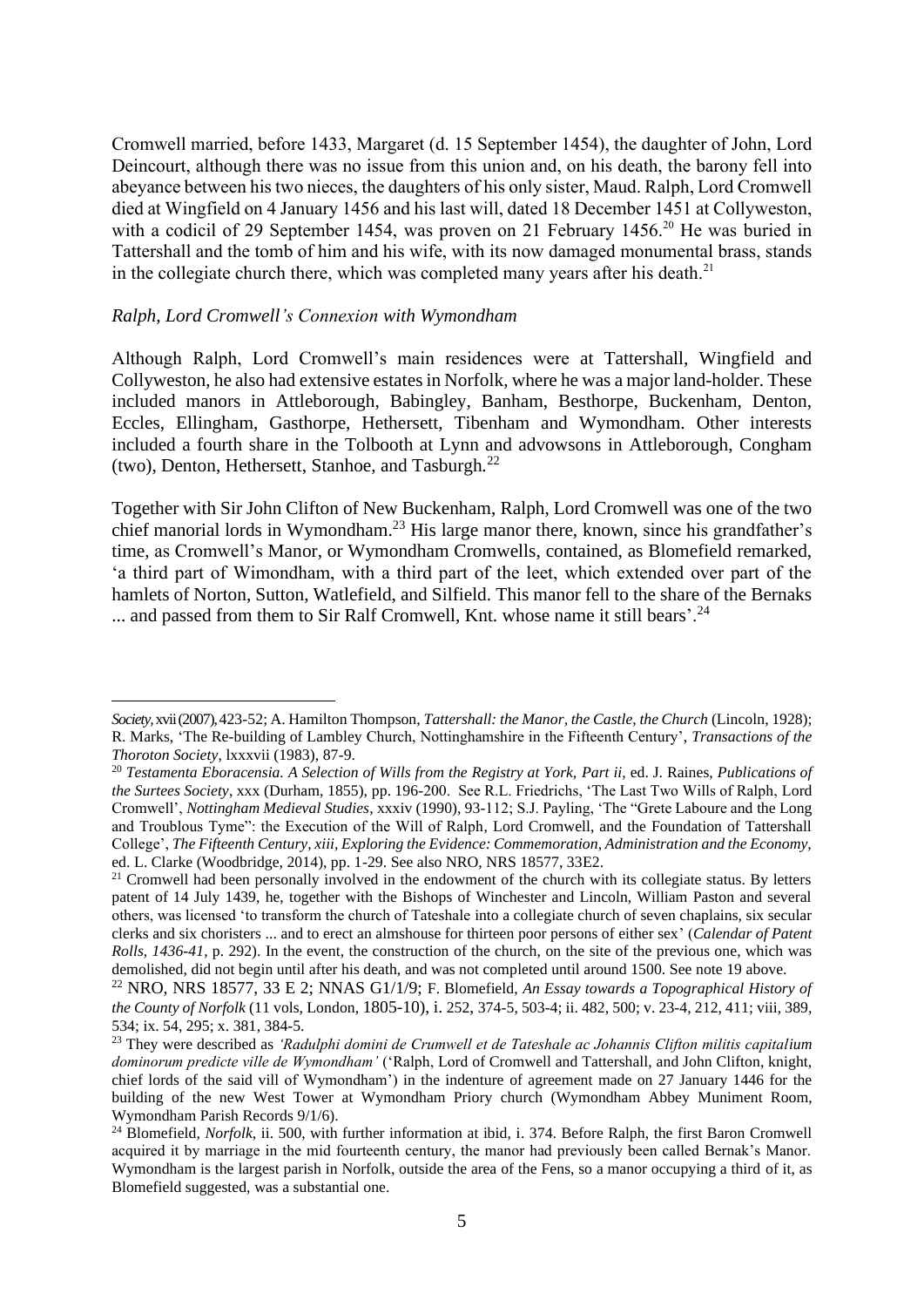Cromwell married, before 1433, Margaret (d. 15 September 1454), the daughter of John, Lord Deincourt, although there was no issue from this union and, on his death, the barony fell into abeyance between his two nieces, the daughters of his only sister, Maud. Ralph, Lord Cromwell died at Wingfield on 4 January 1456 and his last will, dated 18 December 1451 at Collyweston, with a codicil of 29 September 1454, was proven on 21 February 1456.[20] He was buried in Tattershall and the tomb of him and his wife, with its now damaged monumental brass, stands in the collegiate church there, which was completed many years after his death.[21]

### *Ralph, Lord Cromwell's Connexion with Wymondham*

Although Ralph, Lord Cromwell's main residences were at Tattershall, Wingfield and Collyweston, he also had extensive estates in Norfolk, where he was a major land-holder. These included manors in Attleborough, Babingley, Banham, Besthorpe, Buckenham, Denton, Eccles, Ellingham, Gasthorpe, Hethersett, Tibenham and Wymondham. Other interests included a fourth share in the Tolbooth at Lynn and advowsons in Attleborough, Congham (two), Denton, Hethersett, Stanhoe, and Tasburgh.[22]

Together with Sir John Clifton of New Buckenham, Ralph, Lord Cromwell was one of the two chief manorial lords in Wymondham.[23] His large manor there, known, since his grandfather's time, as Cromwell's Manor, or Wymondham Cromwells, contained, as Blomefield remarked, 'a third part of Wimondham, with a third part of the leet, which extended over part of the hamlets of Norton, Sutton, Watlefield, and Silfield. This manor fell to the share of the Bernaks ... and passed from them to Sir Ralf Cromwell, Knt. whose name it still bears'.[24]

---

*Society*, xvii (2007), 423-52; A. Hamilton Thompson, *Tattershall: the Manor, the Castle, the Church* (Lincoln, 1928); R. Marks, 'The Re-building of Lambley Church, Nottinghamshire in the Fifteenth Century', *Transactions of the Thoroton Society*, lxxxvii (1983), 87-9.

[20] *Testamenta Eboracensia. A Selection of Wills from the Registry at York, Part ii*, ed. J. Raines, *Publications of the Surtees Society*, xxx (Durham, 1855), pp. 196-200. See R.L. Friedrichs, 'The Last Two Wills of Ralph, Lord Cromwell', *Nottingham Medieval Studies*, xxxiv (1990), 93-112; S.J. Payling, 'The "Grete Laboure and the Long and Troublous Tyme": the Execution of the Will of Ralph, Lord Cromwell, and the Foundation of Tattershall College', *The Fifteenth Century, xiii, Exploring the Evidence: Commemoration, Administration and the Economy*, ed. L. Clarke (Woodbridge, 2014), pp. 1-29. See also NRO, NRS 18577, 33E2.

[21] Cromwell had been personally involved in the endowment of the church with its collegiate status. By letters patent of 14 July 1439, he, together with the Bishops of Winchester and Lincoln, William Paston and several others, was licensed 'to transform the church of Tateshale into a collegiate church of seven chaplains, six secular clerks and six choristers ... and to erect an almshouse for thirteen poor persons of either sex' (*Calendar of Patent Rolls, 1436-41*, p. 292). In the event, the construction of the church, on the site of the previous one, which was demolished, did not begin until after his death, and was not completed until around 1500. See note 19 above.

[22] NRO, NRS 18577, 33 E 2; NNAS G1/1/9; F. Blomefield, *An Essay towards a Topographical History of the County of Norfolk* (11 vols, London, 1805-10), i. 252, 374-5, 503-4; ii. 482, 500; v. 23-4, 212, 411; viii, 389, 534; ix. 54, 295; x. 381, 384-5.

[23] They were described as *'Radulphi domini de Crumwell et de Tateshale ac Johannis Clifton militis capitalium dominorum predicte ville de Wymondham'* ('Ralph, Lord of Cromwell and Tattershall, and John Clifton, knight, chief lords of the said vill of Wymondham') in the indenture of agreement made on 27 January 1446 for the building of the new West Tower at Wymondham Priory church (Wymondham Abbey Muniment Room, Wymondham Parish Records 9/1/6).

[24] Blomefield, *Norfolk*, ii. 500, with further information at ibid, i. 374. Before Ralph, the first Baron Cromwell acquired it by marriage in the mid fourteenth century, the manor had previously been called Bernak's Manor. Wymondham is the largest parish in Norfolk, outside the area of the Fens, so a manor occupying a third of it, as Blomefield suggested, was a substantial one.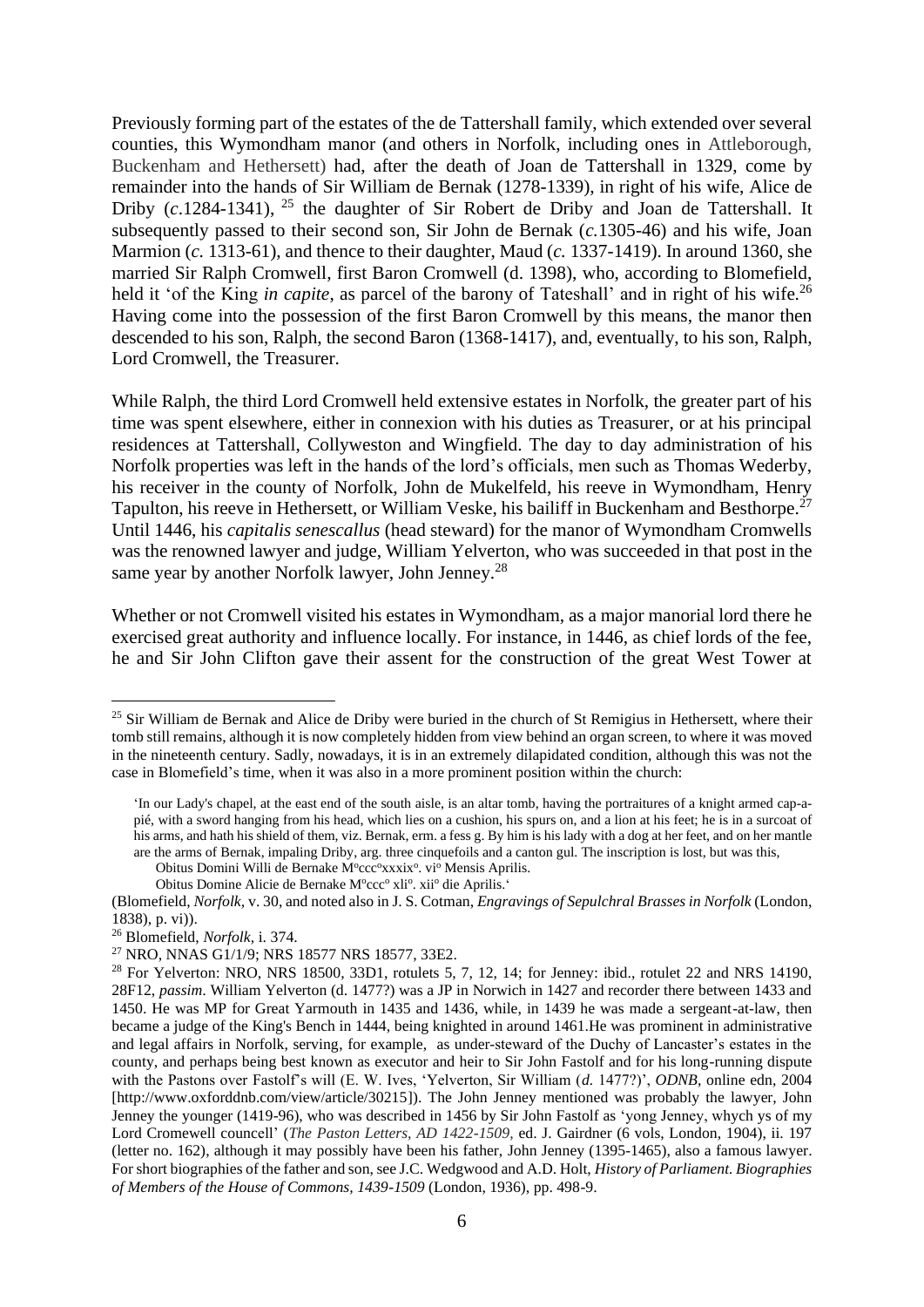Previously forming part of the estates of the de Tattershall family, which extended over several counties, this Wymondham manor (and others in Norfolk, including ones in Attleborough, Buckenham and Hethersett) had, after the death of Joan de Tattershall in 1329, come by remainder into the hands of Sir William de Bernak (1278-1339), in right of his wife, Alice de Driby (*c*.1284-1341), [25] the daughter of Sir Robert de Driby and Joan de Tattershall. It subsequently passed to their second son, Sir John de Bernak (*c.*1305-46) and his wife, Joan Marmion (*c.* 1313-61), and thence to their daughter, Maud (*c.* 1337-1419). In around 1360, she married Sir Ralph Cromwell, first Baron Cromwell (d. 1398), who, according to Blomefield, held it 'of the King *in capite*, as parcel of the barony of Tateshall' and in right of his wife.[26] Having come into the possession of the first Baron Cromwell by this means, the manor then descended to his son, Ralph, the second Baron (1368-1417), and, eventually, to his son, Ralph, Lord Cromwell, the Treasurer.

While Ralph, the third Lord Cromwell held extensive estates in Norfolk, the greater part of his time was spent elsewhere, either in connexion with his duties as Treasurer, or at his principal residences at Tattershall, Collyweston and Wingfield. The day to day administration of his Norfolk properties was left in the hands of the lord's officials, men such as Thomas Wederby, his receiver in the county of Norfolk, John de Mukelfeld, his reeve in Wymondham, Henry Tapulton, his reeve in Hethersett, or William Veske, his bailiff in Buckenham and Besthorpe.[27] Until 1446, his *capitalis senescallus* (head steward) for the manor of Wymondham Cromwells was the renowned lawyer and judge, William Yelverton, who was succeeded in that post in the same year by another Norfolk lawyer, John Jenney.[28]

Whether or not Cromwell visited his estates in Wymondham, as a major manorial lord there he exercised great authority and influence locally. For instance, in 1446, as chief lords of the fee, he and Sir John Clifton gave their assent for the construction of the great West Tower at

---

[25] Sir William de Bernak and Alice de Driby were buried in the church of St Remigius in Hethersett, where their tomb still remains, although it is now completely hidden from view behind an organ screen, to where it was moved in the nineteenth century. Sadly, nowadays, it is in an extremely dilapidated condition, although this was not the case in Blomefield's time, when it was also in a more prominent position within the church:

> 'In our Lady's chapel, at the east end of the south aisle, is an altar tomb, having the portraitures of a knight armed cap-a-pié, with a sword hanging from his head, which lies on a cushion, his spurs on, and a lion at his feet; he is in a surcoat of his arms, and hath his shield of them, viz. Bernak, erm. a fess g. By him is his lady with a dog at her feet, and on her mantle are the arms of Bernak, impaling Driby, arg. three cinquefoils and a canton gul. The inscription is lost, but was this,
>
> Obitus Domini Willi de Bernake M°ccc°xxxix°. vi° Mensis Aprilis.
>
> Obitus Domine Alicie de Bernake M°ccc° xli°. xii° die Aprilis.'

(Blomefield, *Norfolk*, v. 30, and noted also in J. S. Cotman, *Engravings of Sepulchral Brasses in Norfolk* (London, 1838), p. vi)).

[26] Blomefield, *Norfolk*, i. 374.

[27] NRO, NNAS G1/1/9; NRS 18577 NRS 18577, 33E2.

[28] For Yelverton: NRO, NRS 18500, 33D1, rotulets 5, 7, 12, 14; for Jenney: ibid., rotulet 22 and NRS 14190, 28F12, *passim*. William Yelverton (d. 1477?) was a JP in Norwich in 1427 and recorder there between 1433 and 1450. He was MP for Great Yarmouth in 1435 and 1436, while, in 1439 he was made a sergeant-at-law, then became a judge of the King's Bench in 1444, being knighted in around 1461.He was prominent in administrative and legal affairs in Norfolk, serving, for example, as under-steward of the Duchy of Lancaster's estates in the county, and perhaps being best known as executor and heir to Sir John Fastolf and for his long-running dispute with the Pastons over Fastolf's will (E. W. Ives, 'Yelverton, Sir William (*d.* 1477?)', *ODNB*, online edn, 2004 [http://www.oxforddnb.com/view/article/30215]). The John Jenney mentioned was probably the lawyer, John Jenney the younger (1419-96), who was described in 1456 by Sir John Fastolf as 'yong Jenney, whych ys of my Lord Cromewell councell' (*The Paston Letters, AD 1422-1509*, ed. J. Gairdner (6 vols, London, 1904), ii. 197 (letter no. 162), although it may possibly have been his father, John Jenney (1395-1465), also a famous lawyer. For short biographies of the father and son, see J.C. Wedgwood and A.D. Holt, *History of Parliament. Biographies of Members of the House of Commons, 1439-1509* (London, 1936), pp. 498-9.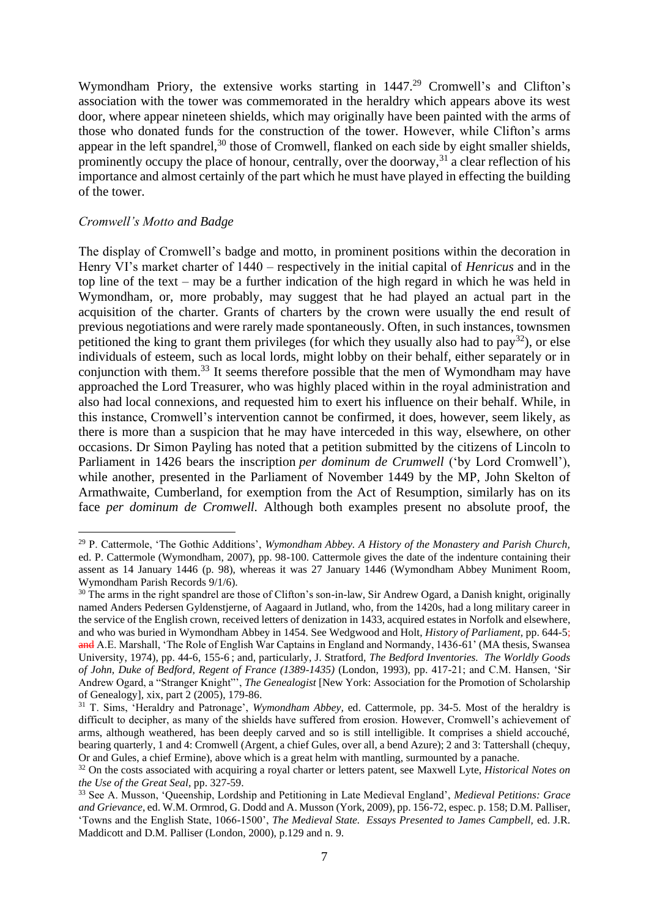Wymondham Priory, the extensive works starting in 1447.[29] Cromwell's and Clifton's association with the tower was commemorated in the heraldry which appears above its west door, where appear nineteen shields, which may originally have been painted with the arms of those who donated funds for the construction of the tower. However, while Clifton's arms appear in the left spandrel,[30] those of Cromwell, flanked on each side by eight smaller shields, prominently occupy the place of honour, centrally, over the doorway,[31] a clear reflection of his importance and almost certainly of the part which he must have played in effecting the building of the tower.

*Cromwell's Motto and Badge*

The display of Cromwell's badge and motto, in prominent positions within the decoration in Henry VI's market charter of 1440 – respectively in the initial capital of *Henricus* and in the top line of the text – may be a further indication of the high regard in which he was held in Wymondham, or, more probably, may suggest that he had played an actual part in the acquisition of the charter. Grants of charters by the crown were usually the end result of previous negotiations and were rarely made spontaneously. Often, in such instances, townsmen petitioned the king to grant them privileges (for which they usually also had to pay[32]), or else individuals of esteem, such as local lords, might lobby on their behalf, either separately or in conjunction with them.[33] It seems therefore possible that the men of Wymondham may have approached the Lord Treasurer, who was highly placed within in the royal administration and also had local connexions, and requested him to exert his influence on their behalf. While, in this instance, Cromwell's intervention cannot be confirmed, it does, however, seem likely, as there is more than a suspicion that he may have interceded in this way, elsewhere, on other occasions. Dr Simon Payling has noted that a petition submitted by the citizens of Lincoln to Parliament in 1426 bears the inscription *per dominum de Crumwell* ('by Lord Cromwell'), while another, presented in the Parliament of November 1449 by the MP, John Skelton of Armathwaite, Cumberland, for exemption from the Act of Resumption, similarly has on its face *per dominum de Cromwell*. Although both examples present no absolute proof, the

---

[29] P. Cattermole, 'The Gothic Additions', *Wymondham Abbey. A History of the Monastery and Parish Church*, ed. P. Cattermole (Wymondham, 2007), pp. 98-100. Cattermole gives the date of the indenture containing their assent as 14 January 1446 (p. 98), whereas it was 27 January 1446 (Wymondham Abbey Muniment Room, Wymondham Parish Records 9/1/6).

[30] The arms in the right spandrel are those of Clifton's son-in-law, Sir Andrew Ogard, a Danish knight, originally named Anders Pedersen Gyldenstjerne, of Aagaard in Jutland, who, from the 1420s, had a long military career in the service of the English crown, received letters of denization in 1433, acquired estates in Norfolk and elsewhere, and who was buried in Wymondham Abbey in 1454. See Wedgwood and Holt, *History of Parliament*, pp. 644-5; ~~and~~ A.E. Marshall, 'The Role of English War Captains in England and Normandy, 1436-61' (MA thesis, Swansea University, 1974), pp. 44-6, 155-6 ; and, particularly, J. Stratford, *The Bedford Inventories. The Worldly Goods of John, Duke of Bedford, Regent of France (1389-1435)* (London, 1993), pp. 417-21; and C.M. Hansen, 'Sir Andrew Ogard, a "Stranger Knight"', *The Genealogist* [New York: Association for the Promotion of Scholarship of Genealogy], xix, part 2 (2005), 179-86.

[31] T. Sims, 'Heraldry and Patronage', *Wymondham Abbey*, ed. Cattermole, pp. 34-5. Most of the heraldry is difficult to decipher, as many of the shields have suffered from erosion. However, Cromwell's achievement of arms, although weathered, has been deeply carved and so is still intelligible. It comprises a shield accouché, bearing quarterly, 1 and 4: Cromwell (Argent, a chief Gules, over all, a bend Azure); 2 and 3: Tattershall (chequy, Or and Gules, a chief Ermine), above which is a great helm with mantling, surmounted by a panache.

[32] On the costs associated with acquiring a royal charter or letters patent, see Maxwell Lyte, *Historical Notes on the Use of the Great Seal*, pp. 327-59.

[33] See A. Musson, 'Queenship, Lordship and Petitioning in Late Medieval England', *Medieval Petitions: Grace and Grievance*, ed. W.M. Ormrod, G. Dodd and A. Musson (York, 2009), pp. 156-72, espec. p. 158; D.M. Palliser, 'Towns and the English State, 1066-1500', *The Medieval State. Essays Presented to James Campbell*, ed. J.R. Maddicott and D.M. Palliser (London, 2000), p.129 and n. 9.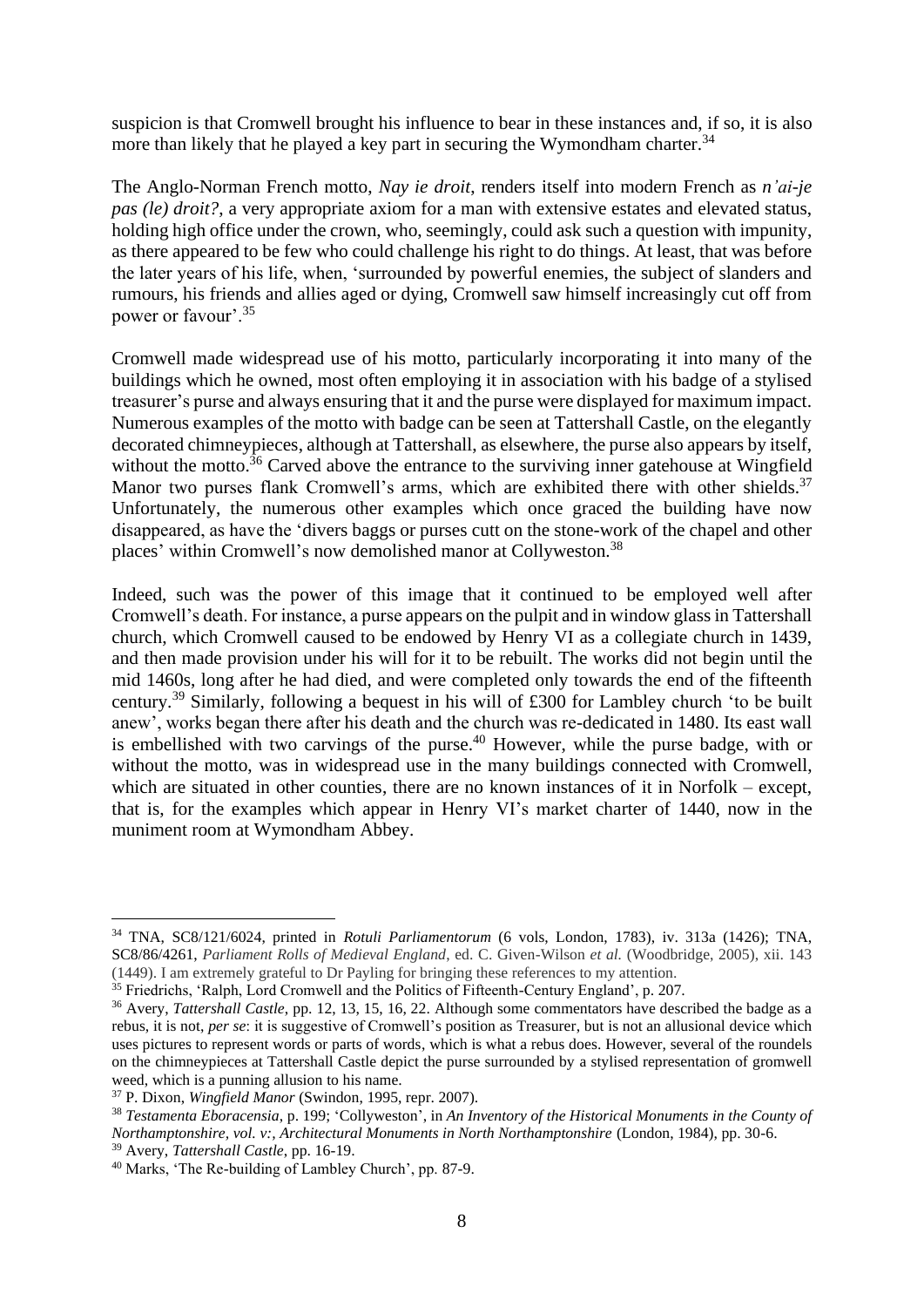suspicion is that Cromwell brought his influence to bear in these instances and, if so, it is also more than likely that he played a key part in securing the Wymondham charter.[34]

The Anglo-Norman French motto, *Nay ie droit*, renders itself into modern French as *n'ai-je pas (le) droit?*, a very appropriate axiom for a man with extensive estates and elevated status, holding high office under the crown, who, seemingly, could ask such a question with impunity, as there appeared to be few who could challenge his right to do things. At least, that was before the later years of his life, when, 'surrounded by powerful enemies, the subject of slanders and rumours, his friends and allies aged or dying, Cromwell saw himself increasingly cut off from power or favour'.[35]

Cromwell made widespread use of his motto, particularly incorporating it into many of the buildings which he owned, most often employing it in association with his badge of a stylised treasurer's purse and always ensuring that it and the purse were displayed for maximum impact. Numerous examples of the motto with badge can be seen at Tattershall Castle, on the elegantly decorated chimneypieces, although at Tattershall, as elsewhere, the purse also appears by itself, without the motto.[36] Carved above the entrance to the surviving inner gatehouse at Wingfield Manor two purses flank Cromwell's arms, which are exhibited there with other shields.[37] Unfortunately, the numerous other examples which once graced the building have now disappeared, as have the 'divers baggs or purses cutt on the stone-work of the chapel and other places' within Cromwell's now demolished manor at Collyweston.[38]

Indeed, such was the power of this image that it continued to be employed well after Cromwell's death. For instance, a purse appears on the pulpit and in window glass in Tattershall church, which Cromwell caused to be endowed by Henry VI as a collegiate church in 1439, and then made provision under his will for it to be rebuilt. The works did not begin until the mid 1460s, long after he had died, and were completed only towards the end of the fifteenth century.[39] Similarly, following a bequest in his will of £300 for Lambley church 'to be built anew', works began there after his death and the church was re-dedicated in 1480. Its east wall is embellished with two carvings of the purse.[40] However, while the purse badge, with or without the motto, was in widespread use in the many buildings connected with Cromwell, which are situated in other counties, there are no known instances of it in Norfolk – except, that is, for the examples which appear in Henry VI's market charter of 1440, now in the muniment room at Wymondham Abbey.

---

[34] TNA, SC8/121/6024, printed in *Rotuli Parliamentorum* (6 vols, London, 1783), iv. 313a (1426); TNA, SC8/86/4261, *Parliament Rolls of Medieval England*, ed. C. Given-Wilson *et al.* (Woodbridge, 2005), xii. 143 (1449). I am extremely grateful to Dr Payling for bringing these references to my attention.

[35] Friedrichs, 'Ralph, Lord Cromwell and the Politics of Fifteenth-Century England', p. 207.

[36] Avery, *Tattershall Castle*, pp. 12, 13, 15, 16, 22. Although some commentators have described the badge as a rebus, it is not, *per se*: it is suggestive of Cromwell's position as Treasurer, but is not an allusional device which uses pictures to represent words or parts of words, which is what a rebus does. However, several of the roundels on the chimneypieces at Tattershall Castle depict the purse surrounded by a stylised representation of gromwell weed, which is a punning allusion to his name.

[37] P. Dixon, *Wingfield Manor* (Swindon, 1995, repr. 2007).

[38] *Testamenta Eboracensia*, p. 199; 'Collyweston', in *An Inventory of the Historical Monuments in the County of Northamptonshire, vol. v:, Architectural Monuments in North Northamptonshire* (London, 1984), pp. 30-6.

[39] Avery, *Tattershall Castle*, pp. 16-19.

[40] Marks, 'The Re-building of Lambley Church', pp. 87-9.